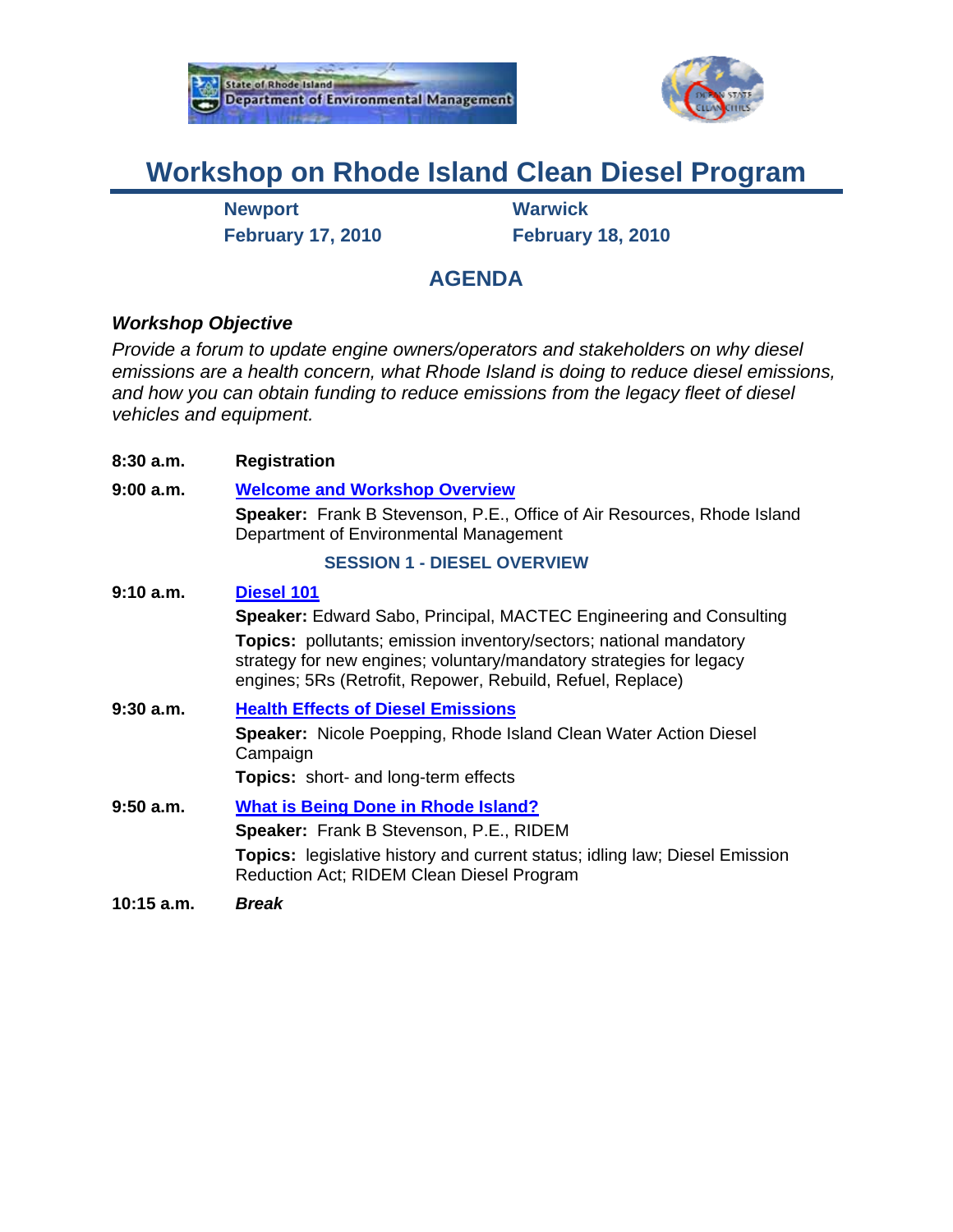# Workshop on Rhode Island Clean Diesel Program

**Newport**
**February 17, 2010**

**Warwick**
**February 18, 2010**

## AGENDA

### *Workshop Objective*

*Provide a forum to update engine owners/operators and stakeholders on why diesel emissions are a health concern, what Rhode Island is doing to reduce diesel emissions, and how you can obtain funding to reduce emissions from the legacy fleet of diesel vehicles and equipment.*

**8:30 a.m.** **Registration**

**9:00 a.m.** **Welcome and Workshop Overview**

**Speaker:** Frank B Stevenson, P.E., Office of Air Resources, Rhode Island Department of Environmental Management

**SESSION 1 - DIESEL OVERVIEW**

**9:10 a.m.** **Diesel 101**

**Speaker:** Edward Sabo, Principal, MACTEC Engineering and Consulting

**Topics:** pollutants; emission inventory/sectors; national mandatory strategy for new engines; voluntary/mandatory strategies for legacy engines; 5Rs (Retrofit, Repower, Rebuild, Refuel, Replace)

**9:30 a.m.** **Health Effects of Diesel Emissions**

**Speaker:** Nicole Poepping, Rhode Island Clean Water Action Diesel Campaign

**Topics:** short- and long-term effects

**9:50 a.m.** **What is Being Done in Rhode Island?**

**Speaker:** Frank B Stevenson, P.E., RIDEM

**Topics:** legislative history and current status; idling law; Diesel Emission Reduction Act; RIDEM Clean Diesel Program

**10:15 a.m.** ***Break***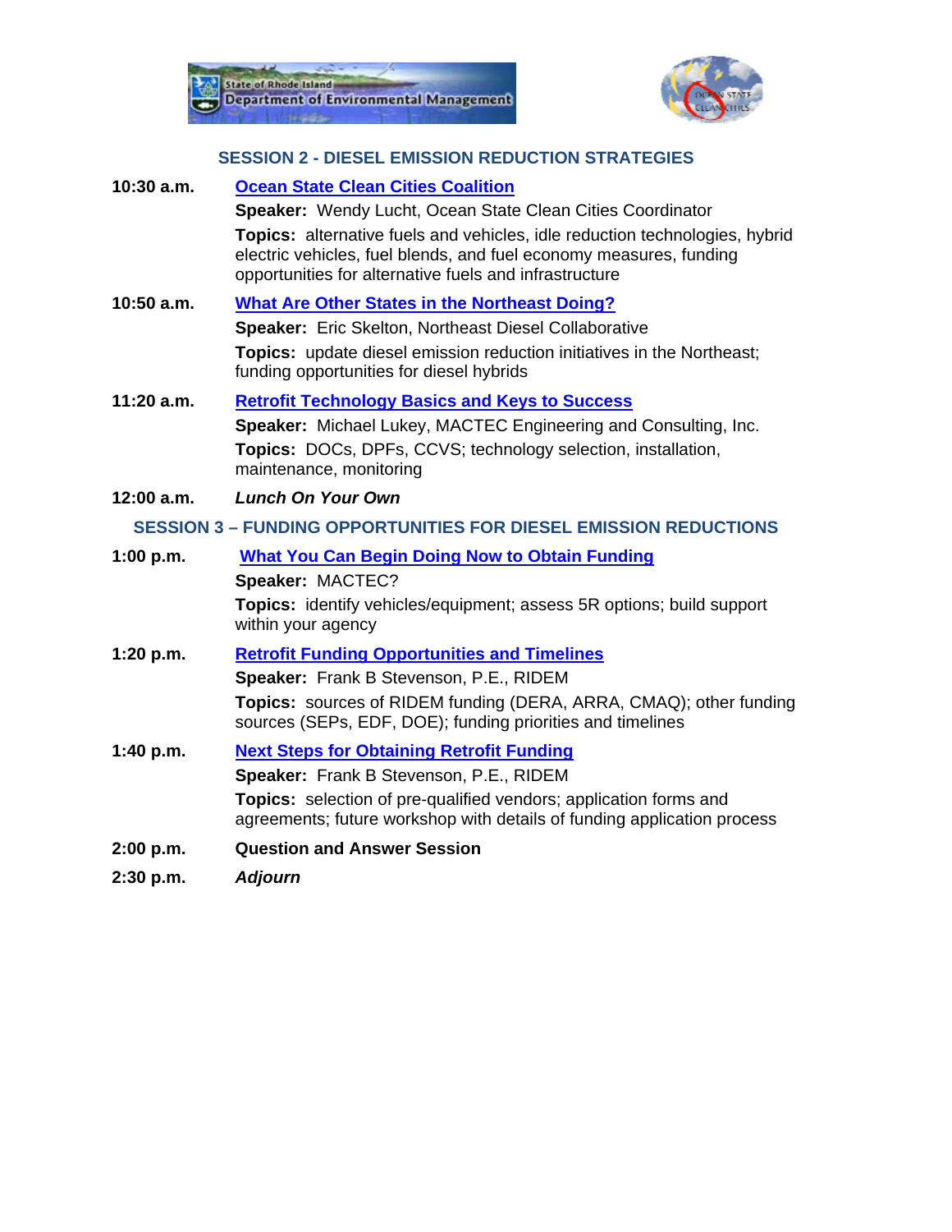## SESSION 2 - DIESEL EMISSION REDUCTION STRATEGIES

**10:30 a.m.** Ocean State Clean Cities Coalition

**Speaker:** Wendy Lucht, Ocean State Clean Cities Coordinator

**Topics:** alternative fuels and vehicles, idle reduction technologies, hybrid electric vehicles, fuel blends, and fuel economy measures, funding opportunities for alternative fuels and infrastructure

**10:50 a.m.** What Are Other States in the Northeast Doing?

**Speaker:** Eric Skelton, Northeast Diesel Collaborative

**Topics:** update diesel emission reduction initiatives in the Northeast; funding opportunities for diesel hybrids

**11:20 a.m.** Retrofit Technology Basics and Keys to Success

**Speaker:** Michael Lukey, MACTEC Engineering and Consulting, Inc.

**Topics:** DOCs, DPFs, CCVS; technology selection, installation, maintenance, monitoring

**12:00 a.m.** ***Lunch On Your Own***

## SESSION 3 – FUNDING OPPORTUNITIES FOR DIESEL EMISSION REDUCTIONS

**1:00 p.m.** What You Can Begin Doing Now to Obtain Funding

**Speaker:** MACTEC?

**Topics:** identify vehicles/equipment; assess 5R options; build support within your agency

**1:20 p.m.** Retrofit Funding Opportunities and Timelines

**Speaker:** Frank B Stevenson, P.E., RIDEM

**Topics:** sources of RIDEM funding (DERA, ARRA, CMAQ); other funding sources (SEPs, EDF, DOE); funding priorities and timelines

**1:40 p.m.** Next Steps for Obtaining Retrofit Funding

**Speaker:** Frank B Stevenson, P.E., RIDEM

**Topics:** selection of pre-qualified vendors; application forms and agreements; future workshop with details of funding application process

**2:00 p.m.** **Question and Answer Session**

**2:30 p.m.** ***Adjourn***